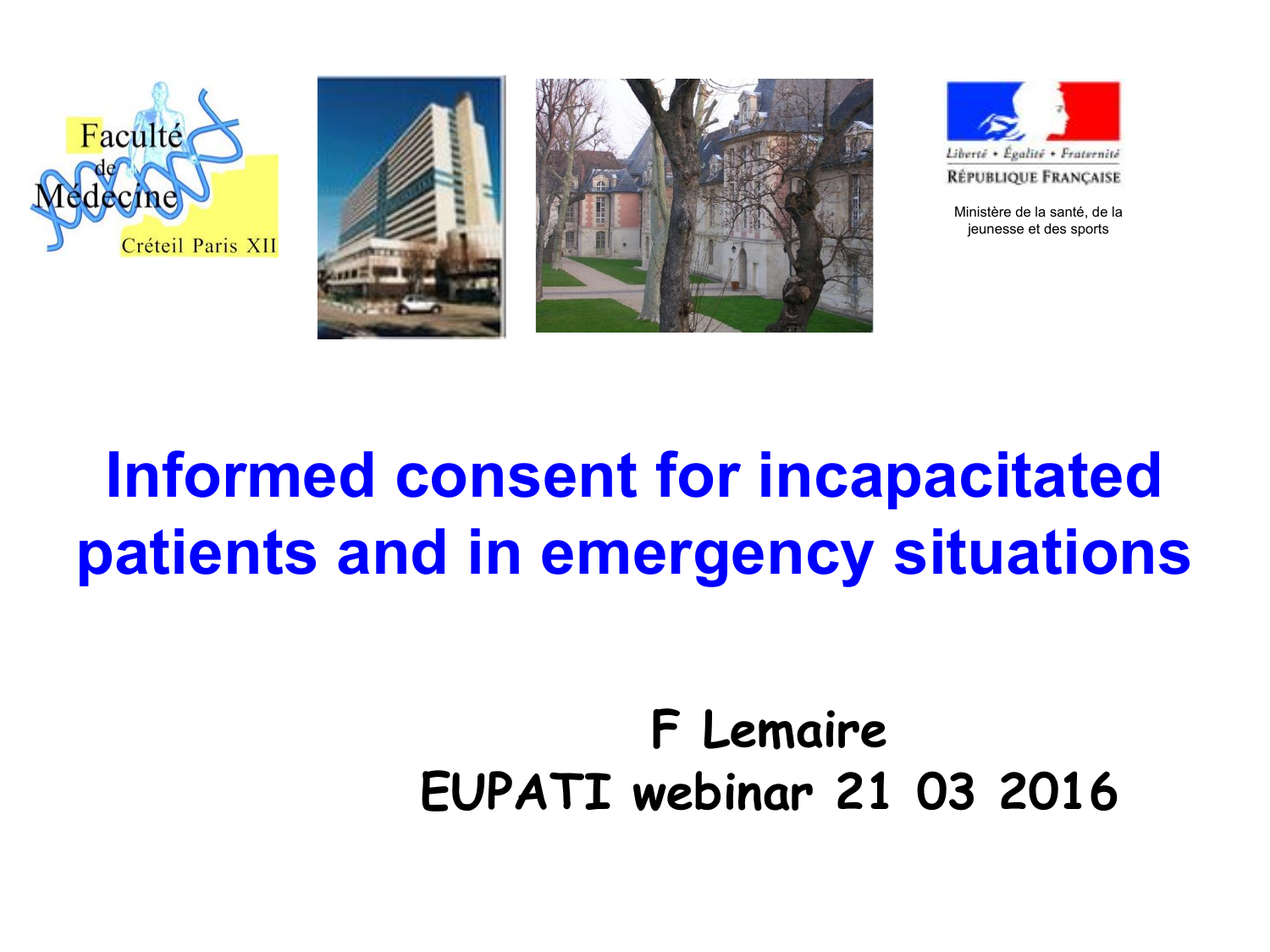Faculté de Médecine Créteil Paris XII

Liberté • Égalité • Fraternité

RÉPUBLIQUE FRANÇAISE

Ministère de la santé, de la jeunesse et des sports

# Informed consent for incapacitated patients and in emergency situations

**F Lemaire**

**EUPATI webinar 21 03 2016**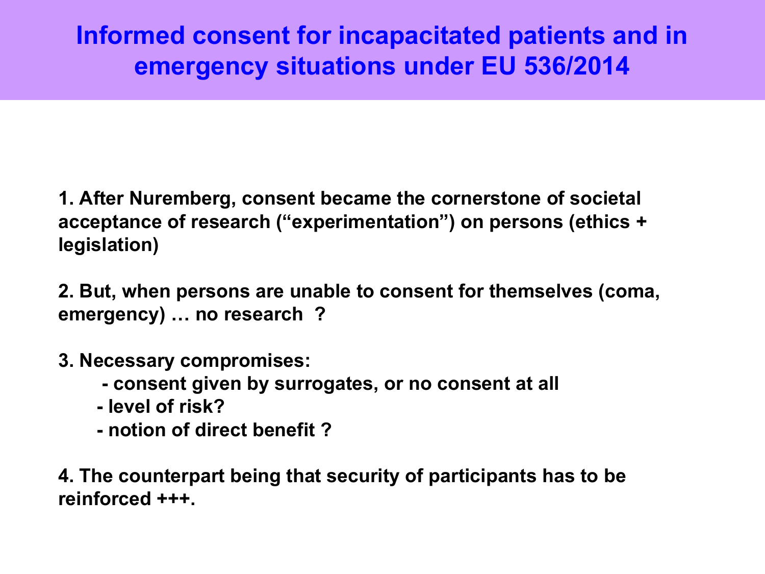# Informed consent for incapacitated patients and in emergency situations under EU 536/2014

**1. After Nuremberg, consent became the cornerstone of societal acceptance of research ("experimentation") on persons (ethics + legislation)**

**2. But, when persons are unable to consent for themselves (coma, emergency) … no research ?**

**3. Necessary compromises:**

- **consent given by surrogates, or no consent at all**
- **level of risk?**
- **notion of direct benefit ?**

**4. The counterpart being that security of participants has to be reinforced +++.**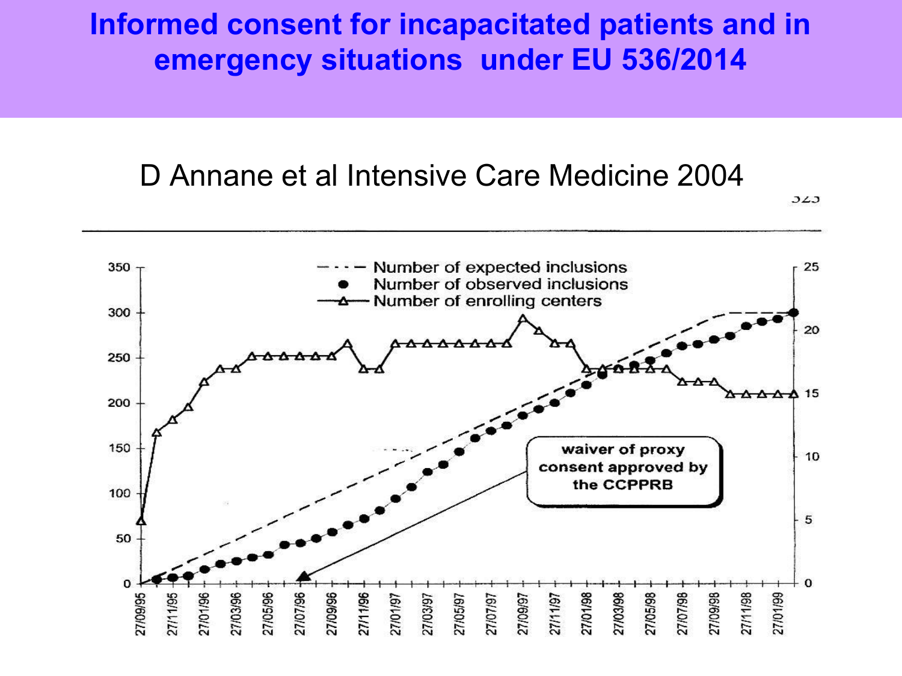# Informed consent for incapacitated patients and in emergency situations under EU 536/2014

D Annane et al Intensive Care Medicine 2004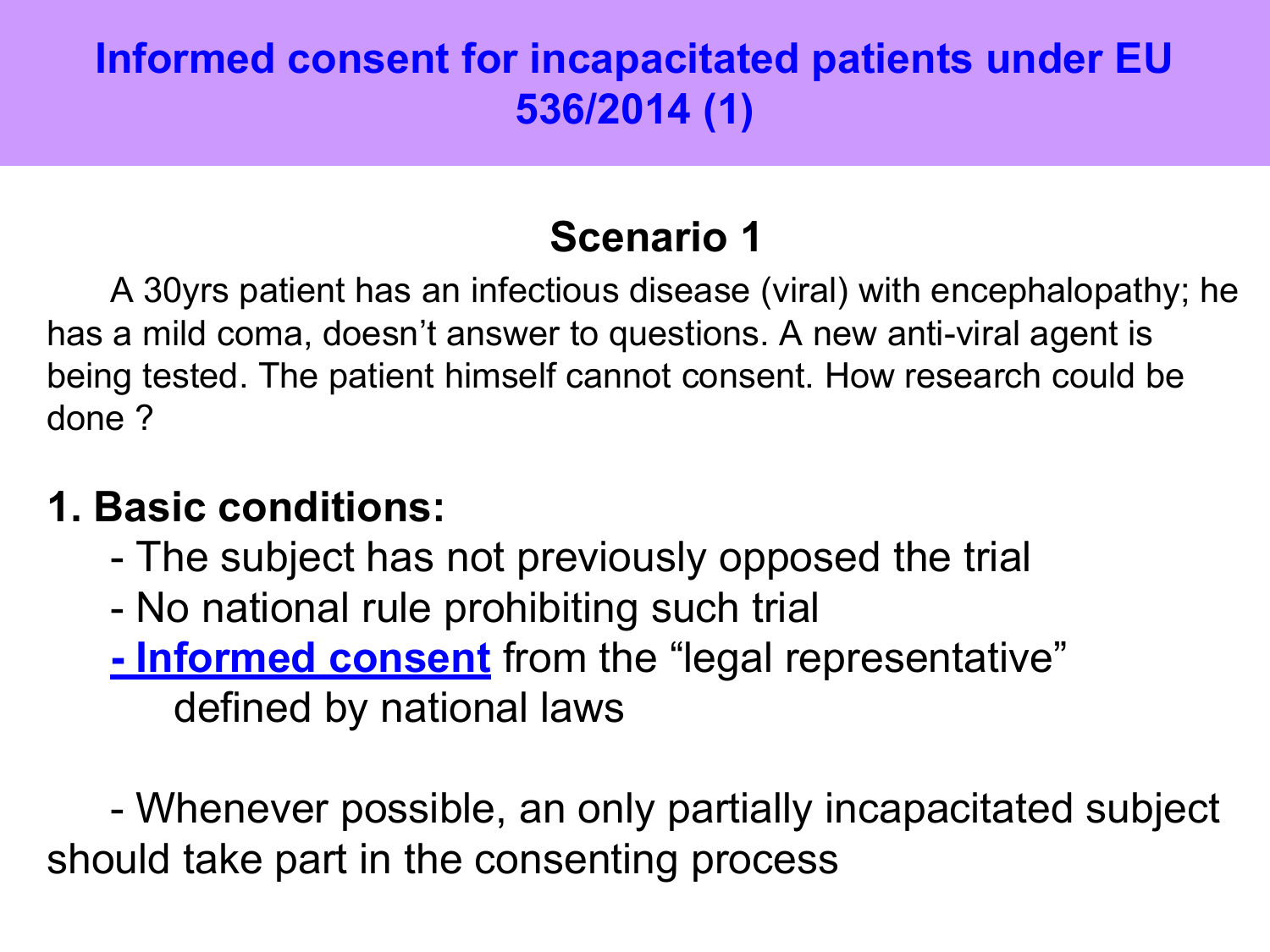# Informed consent for incapacitated patients under EU 536/2014 (1)

### Scenario 1

A 30yrs patient has an infectious disease (viral) with encephalopathy; he has a mild coma, doesn't answer to questions. A new anti-viral agent is being tested. The patient himself cannot consent. How research could be done ?

**1. Basic conditions:**

- The subject has not previously opposed the trial
- No national rule prohibiting such trial
- **Informed consent** from the "legal representative" defined by national laws

- Whenever possible, an only partially incapacitated subject should take part in the consenting process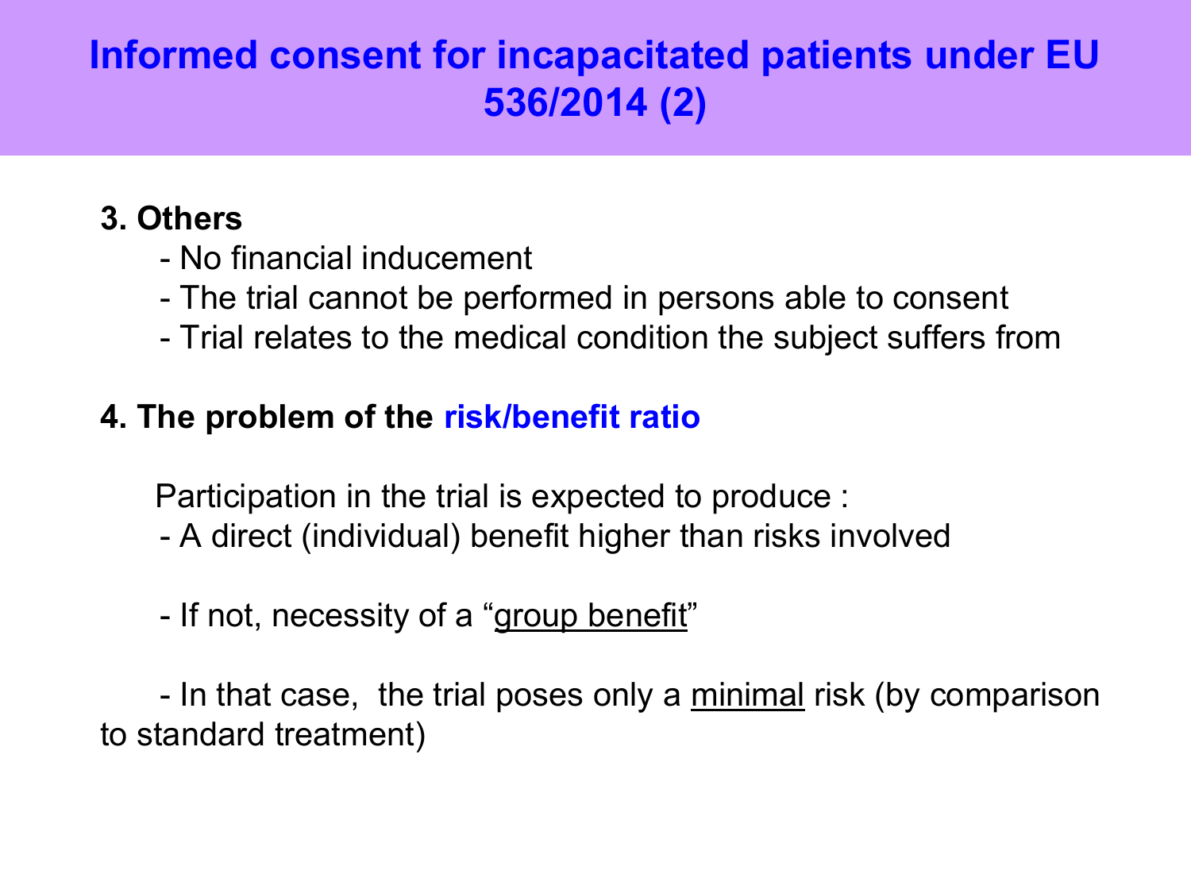# Informed consent for incapacitated patients under EU 536/2014 (2)

**3. Others**

- No financial inducement
- The trial cannot be performed in persons able to consent
- Trial relates to the medical condition the subject suffers from

**4. The problem of the risk/benefit ratio**

Participation in the trial is expected to produce :

- A direct (individual) benefit higher than risks involved

- If not, necessity of a "group benefit"

- In that case, the trial poses only a minimal risk (by comparison to standard treatment)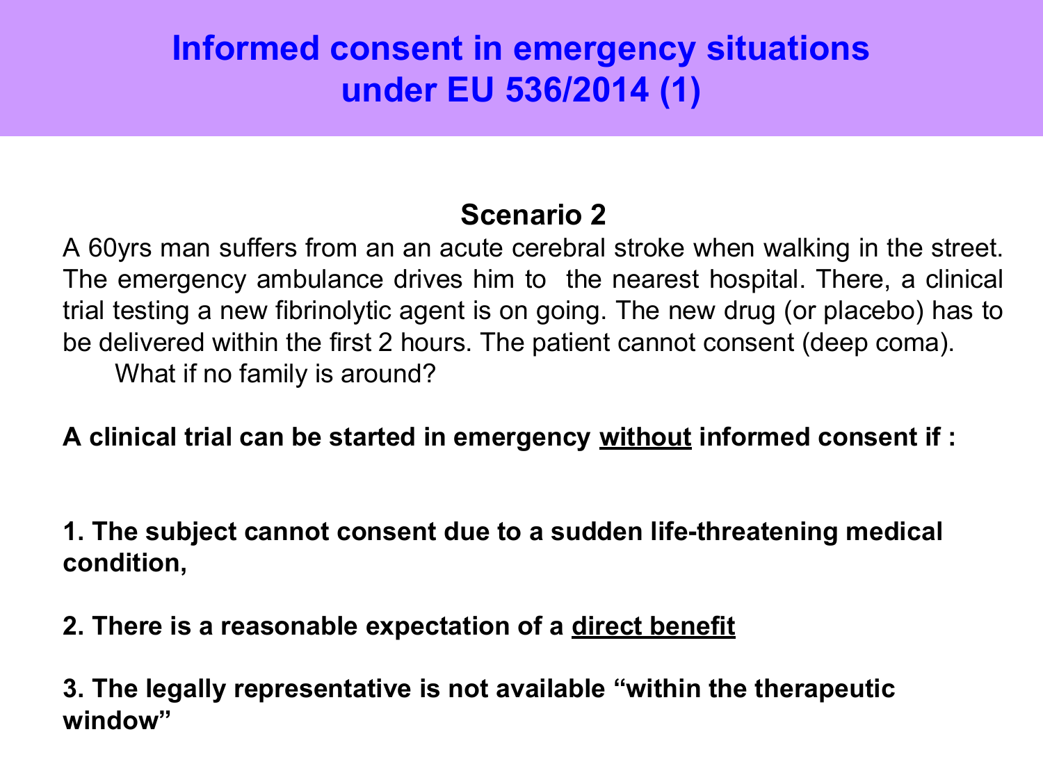# Informed consent in emergency situations under EU 536/2014 (1)

## Scenario 2

A 60yrs man suffers from an an acute cerebral stroke when walking in the street. The emergency ambulance drives him to the nearest hospital. There, a clinical trial testing a new fibrinolytic agent is on going. The new drug (or placebo) has to be delivered within the first 2 hours. The patient cannot consent (deep coma).

What if no family is around?

**A clinical trial can be started in emergency <u>without</u> informed consent if :**

**1. The subject cannot consent due to a sudden life-threatening medical condition,**

**2. There is a reasonable expectation of a <u>direct benefit</u>**

**3. The legally representative is not available "within the therapeutic window"**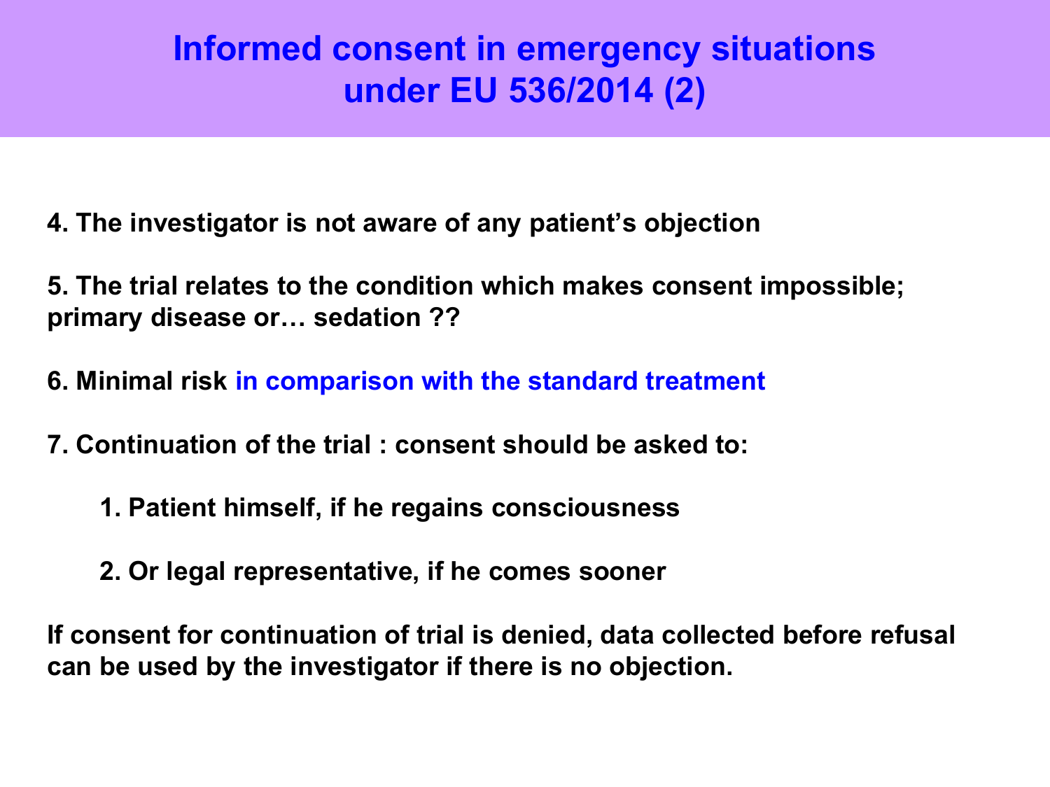# Informed consent in emergency situations under EU 536/2014 (2)

**4. The investigator is not aware of any patient's objection**

**5. The trial relates to the condition which makes consent impossible; primary disease or… sedation ??**

**6. Minimal risk in comparison with the standard treatment**

**7. Continuation of the trial : consent should be asked to:**

1. **Patient himself, if he regains consciousness**
2. **Or legal representative, if he comes sooner**

**If consent for continuation of trial is denied, data collected before refusal can be used by the investigator if there is no objection.**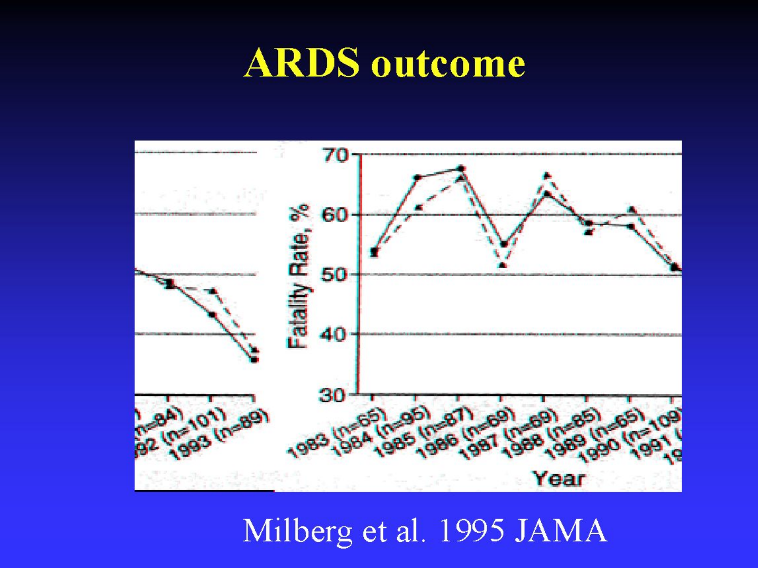# ARDS outcome

Fatality Rate, %

Year

1983 (n=65), 1984 (n=95), 1985 (n=87), 1986 (n=69), 1987 (n=69), 1988 (n=85), 1989 (n=65), 1990 (n=109), 1991 ... (n=84), ...92 (n=101), 1993 (n=89)

Milberg et al. 1995 JAMA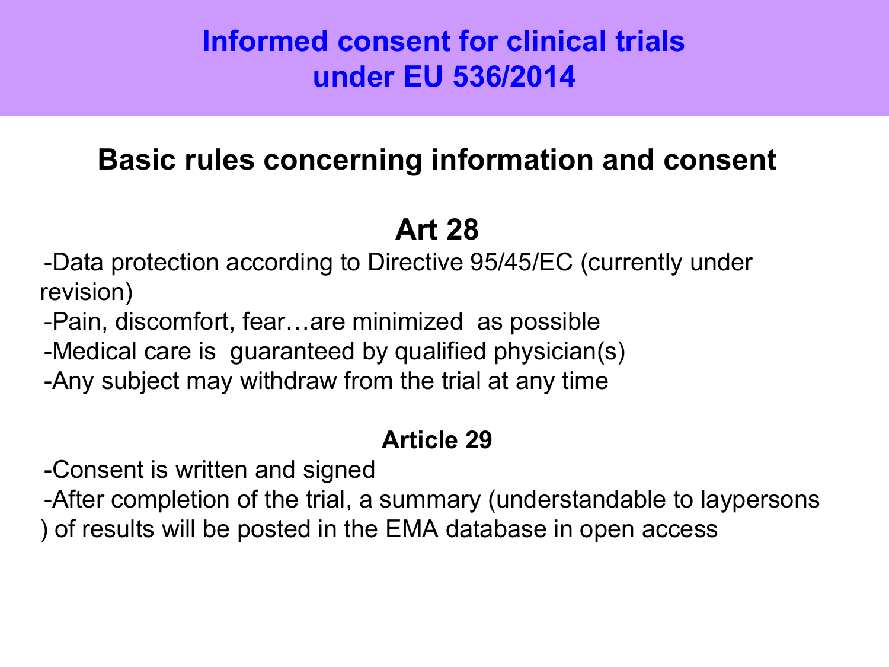# Informed consent for clinical trials under EU 536/2014

## Basic rules concerning information and consent

### Art 28

- Data protection according to Directive 95/45/EC (currently under revision)
- Pain, discomfort, fear…are minimized as possible
- Medical care is guaranteed by qualified physician(s)
- Any subject may withdraw from the trial at any time

### Article 29

- Consent is written and signed
- After completion of the trial, a summary (understandable to laypersons ) of results will be posted in the EMA database in open access